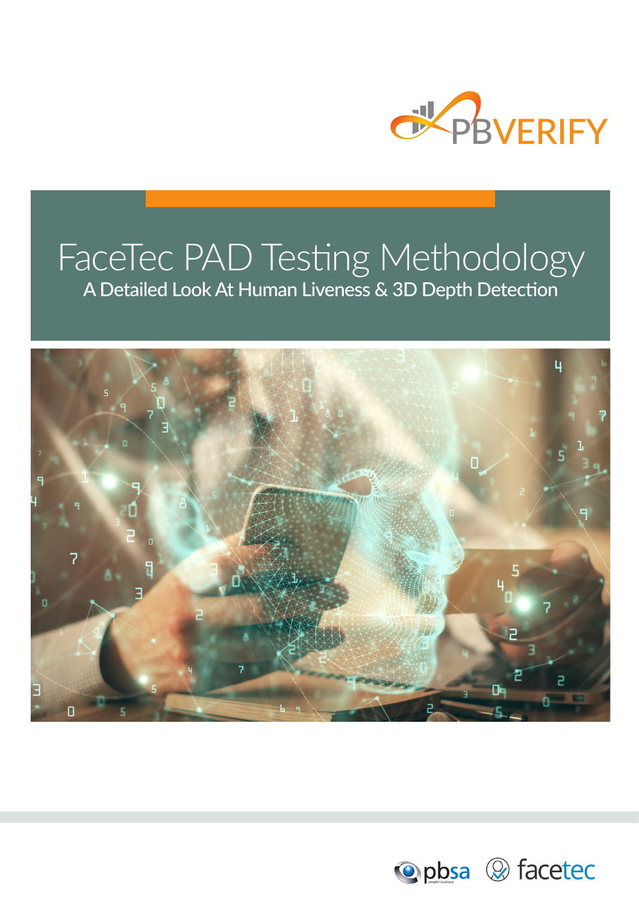PBVERIFY

# FaceTec PAD Testing Methodology

## A Detailed Look At Human Liveness & 3D Depth Detection

pbsa facetec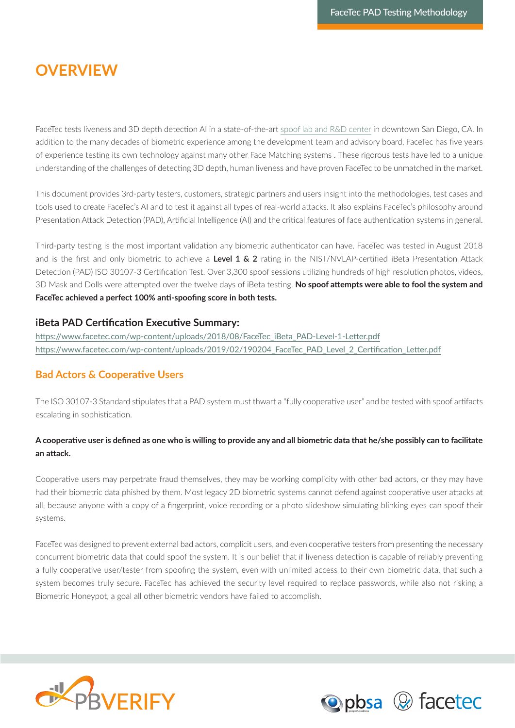# OVERVIEW

FaceTec tests liveness and 3D depth detection AI in a state-of-the-art spoof lab and R&D center in downtown San Diego, CA. In addition to the many decades of biometric experience among the development team and advisory board, FaceTec has five years of experience testing its own technology against many other Face Matching systems . These rigorous tests have led to a unique understanding of the challenges of detecting 3D depth, human liveness and have proven FaceTec to be unmatched in the market.

This document provides 3rd-party testers, customers, strategic partners and users insight into the methodologies, test cases and tools used to create FaceTec's AI and to test it against all types of real-world attacks. It also explains FaceTec's philosophy around Presentation Attack Detection (PAD), Artificial Intelligence (AI) and the critical features of face authentication systems in general.

Third-party testing is the most important validation any biometric authenticator can have. FaceTec was tested in August 2018 and is the first and only biometric to achieve a **Level 1 & 2** rating in the NIST/NVLAP-certified iBeta Presentation Attack Detection (PAD) ISO 30107-3 Certification Test. Over 3,300 spoof sessions utilizing hundreds of high resolution photos, videos, 3D Mask and Dolls were attempted over the twelve days of iBeta testing. **No spoof attempts were able to fool the system and FaceTec achieved a perfect 100% anti-spoofing score in both tests.**

### iBeta PAD Certification Executive Summary:

https://www.facetec.com/wp-content/uploads/2018/08/FaceTec_iBeta_PAD-Level-1-Letter.pdf
https://www.facetec.com/wp-content/uploads/2019/02/190204_FaceTec_PAD_Level_2_Certification_Letter.pdf

## Bad Actors & Cooperative Users

The ISO 30107-3 Standard stipulates that a PAD system must thwart a "fully cooperative user" and be tested with spoof artifacts escalating in sophistication.

**A cooperative user is defined as one who is willing to provide any and all biometric data that he/she possibly can to facilitate an attack.**

Cooperative users may perpetrate fraud themselves, they may be working complicity with other bad actors, or they may have had their biometric data phished by them. Most legacy 2D biometric systems cannot defend against cooperative user attacks at all, because anyone with a copy of a fingerprint, voice recording or a photo slideshow simulating blinking eyes can spoof their systems.

FaceTec was designed to prevent external bad actors, complicit users, and even cooperative testers from presenting the necessary concurrent biometric data that could spoof the system. It is our belief that if liveness detection is capable of reliably preventing a fully cooperative user/tester from spoofing the system, even with unlimited access to their own biometric data, that such a system becomes truly secure. FaceTec has achieved the security level required to replace passwords, while also not risking a Biometric Honeypot, a goal all other biometric vendors have failed to accomplish.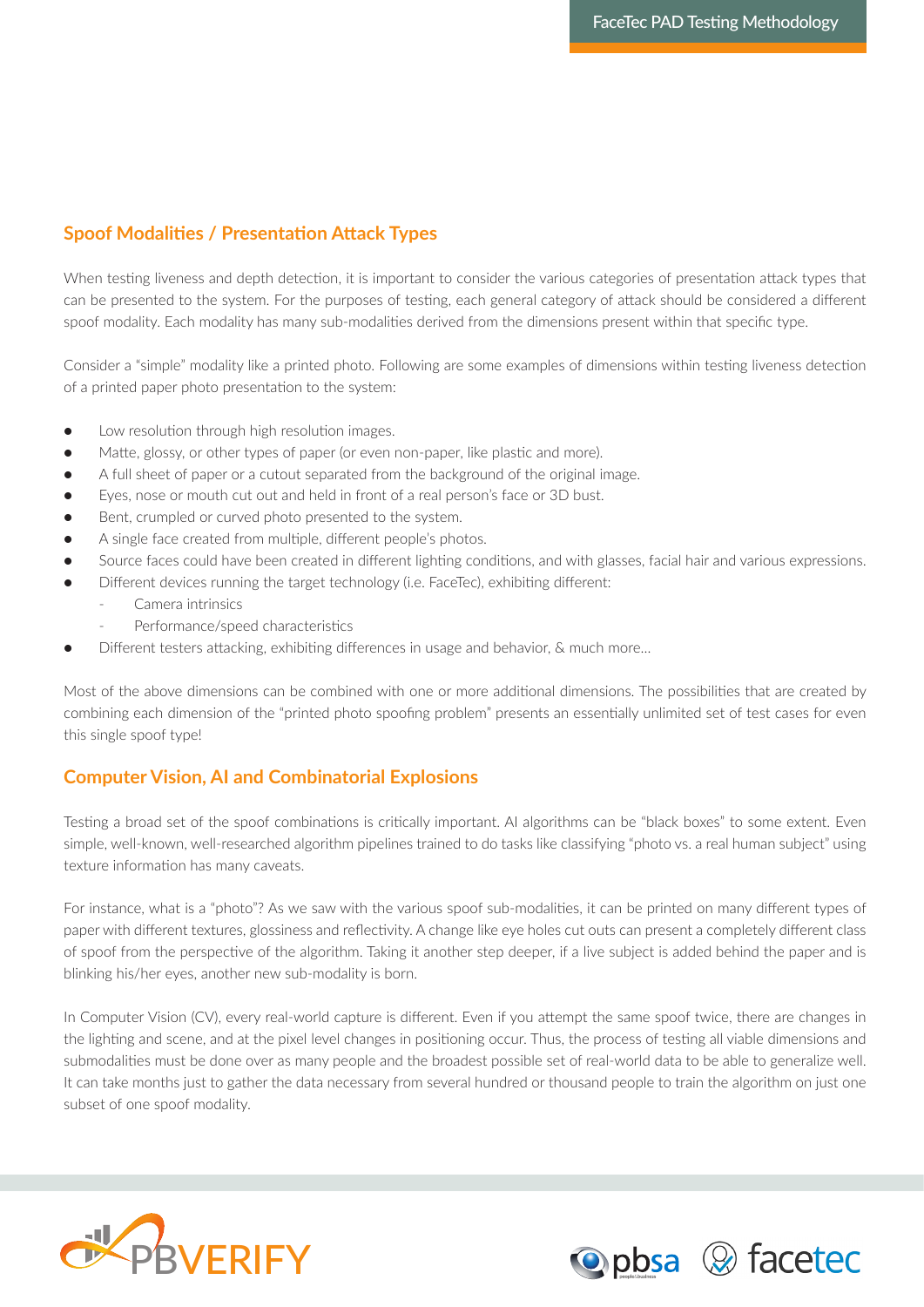## Spoof Modalities / Presentation Attack Types

When testing liveness and depth detection, it is important to consider the various categories of presentation attack types that can be presented to the system. For the purposes of testing, each general category of attack should be considered a different spoof modality. Each modality has many sub-modalities derived from the dimensions present within that specific type.

Consider a "simple" modality like a printed photo. Following are some examples of dimensions within testing liveness detection of a printed paper photo presentation to the system:

- Low resolution through high resolution images.
- Matte, glossy, or other types of paper (or even non-paper, like plastic and more).
- A full sheet of paper or a cutout separated from the background of the original image.
- Eyes, nose or mouth cut out and held in front of a real person's face or 3D bust.
- Bent, crumpled or curved photo presented to the system.
- A single face created from multiple, different people's photos.
- Source faces could have been created in different lighting conditions, and with glasses, facial hair and various expressions.
- Different devices running the target technology (i.e. FaceTec), exhibiting different:
  - Camera intrinsics
  - Performance/speed characteristics
- Different testers attacking, exhibiting differences in usage and behavior, & much more...

Most of the above dimensions can be combined with one or more additional dimensions. The possibilities that are created by combining each dimension of the "printed photo spoofing problem" presents an essentially unlimited set of test cases for even this single spoof type!

## Computer Vision, AI and Combinatorial Explosions

Testing a broad set of the spoof combinations is critically important. AI algorithms can be "black boxes" to some extent. Even simple, well-known, well-researched algorithm pipelines trained to do tasks like classifying "photo vs. a real human subject" using texture information has many caveats.

For instance, what is a "photo"? As we saw with the various spoof sub-modalities, it can be printed on many different types of paper with different textures, glossiness and reflectivity. A change like eye holes cut outs can present a completely different class of spoof from the perspective of the algorithm. Taking it another step deeper, if a live subject is added behind the paper and is blinking his/her eyes, another new sub-modality is born.

In Computer Vision (CV), every real-world capture is different. Even if you attempt the same spoof twice, there are changes in the lighting and scene, and at the pixel level changes in positioning occur. Thus, the process of testing all viable dimensions and submodalities must be done over as many people and the broadest possible set of real-world data to be able to generalize well. It can take months just to gather the data necessary from several hundred or thousand people to train the algorithm on just one subset of one spoof modality.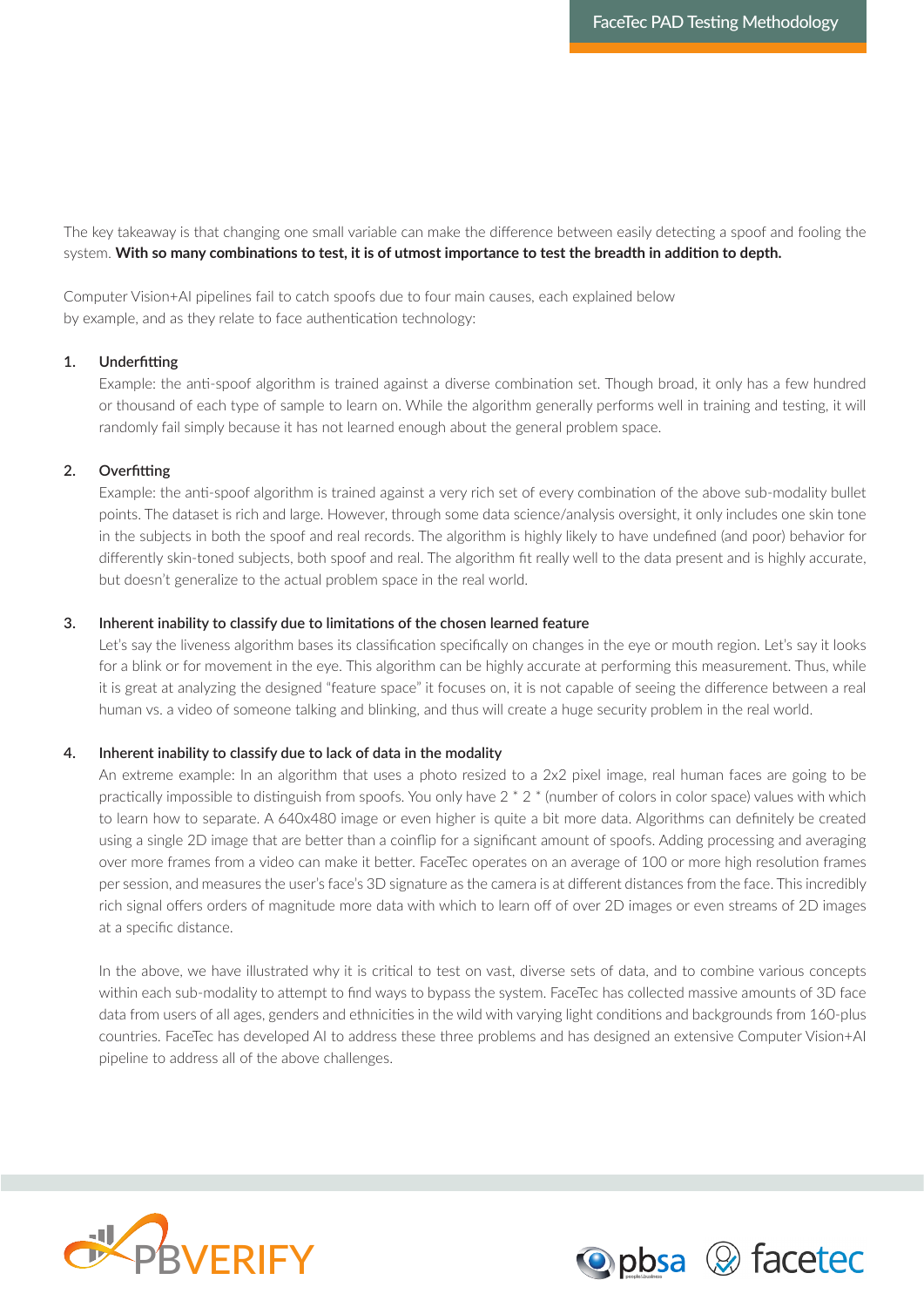The key takeaway is that changing one small variable can make the difference between easily detecting a spoof and fooling the system. **With so many combinations to test, it is of utmost importance to test the breadth in addition to depth.**

Computer Vision+AI pipelines fail to catch spoofs due to four main causes, each explained below by example, and as they relate to face authentication technology:

1. **Underfitting**
   Example: the anti-spoof algorithm is trained against a diverse combination set. Though broad, it only has a few hundred or thousand of each type of sample to learn on. While the algorithm generally performs well in training and testing, it will randomly fail simply because it has not learned enough about the general problem space.

2. **Overfitting**
   Example: the anti-spoof algorithm is trained against a very rich set of every combination of the above sub-modality bullet points. The dataset is rich and large. However, through some data science/analysis oversight, it only includes one skin tone in the subjects in both the spoof and real records. The algorithm is highly likely to have undefined (and poor) behavior for differently skin-toned subjects, both spoof and real. The algorithm fit really well to the data present and is highly accurate, but doesn't generalize to the actual problem space in the real world.

3. **Inherent inability to classify due to limitations of the chosen learned feature**
   Let's say the liveness algorithm bases its classification specifically on changes in the eye or mouth region. Let's say it looks for a blink or for movement in the eye. This algorithm can be highly accurate at performing this measurement. Thus, while it is great at analyzing the designed "feature space" it focuses on, it is not capable of seeing the difference between a real human vs. a video of someone talking and blinking, and thus will create a huge security problem in the real world.

4. **Inherent inability to classify due to lack of data in the modality**
   An extreme example: In an algorithm that uses a photo resized to a 2x2 pixel image, real human faces are going to be practically impossible to distinguish from spoofs. You only have 2 * 2 * (number of colors in color space) values with which to learn how to separate. A 640x480 image or even higher is quite a bit more data. Algorithms can definitely be created using a single 2D image that are better than a coinflip for a significant amount of spoofs. Adding processing and averaging over more frames from a video can make it better. FaceTec operates on an average of 100 or more high resolution frames per session, and measures the user's face's 3D signature as the camera is at different distances from the face. This incredibly rich signal offers orders of magnitude more data with which to learn off of over 2D images or even streams of 2D images at a specific distance.

   In the above, we have illustrated why it is critical to test on vast, diverse sets of data, and to combine various concepts within each sub-modality to attempt to find ways to bypass the system. FaceTec has collected massive amounts of 3D face data from users of all ages, genders and ethnicities in the wild with varying light conditions and backgrounds from 160-plus countries. FaceTec has developed AI to address these three problems and has designed an extensive Computer Vision+AI pipeline to address all of the above challenges.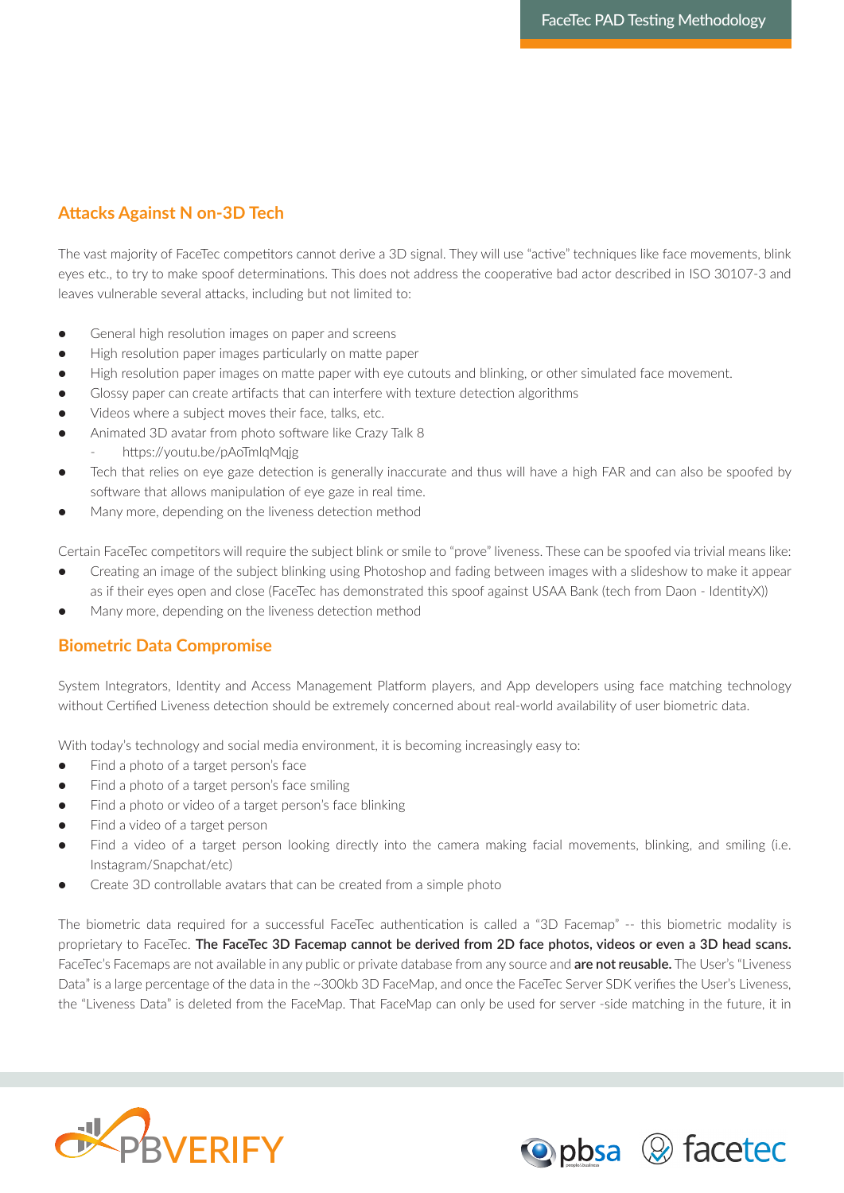## Attacks Against N on-3D Tech

The vast majority of FaceTec competitors cannot derive a 3D signal. They will use "active" techniques like face movements, blink eyes etc., to try to make spoof determinations. This does not address the cooperative bad actor described in ISO 30107-3 and leaves vulnerable several attacks, including but not limited to:

- General high resolution images on paper and screens
- High resolution paper images particularly on matte paper
- High resolution paper images on matte paper with eye cutouts and blinking, or other simulated face movement.
- Glossy paper can create artifacts that can interfere with texture detection algorithms
- Videos where a subject moves their face, talks, etc.
- Animated 3D avatar from photo software like Crazy Talk 8
  - https://youtu.be/pAoTmlqMqjg
- Tech that relies on eye gaze detection is generally inaccurate and thus will have a high FAR and can also be spoofed by software that allows manipulation of eye gaze in real time.
- Many more, depending on the liveness detection method

Certain FaceTec competitors will require the subject blink or smile to "prove" liveness. These can be spoofed via trivial means like:

- Creating an image of the subject blinking using Photoshop and fading between images with a slideshow to make it appear as if their eyes open and close (FaceTec has demonstrated this spoof against USAA Bank (tech from Daon - IdentityX))
- Many more, depending on the liveness detection method

## Biometric Data Compromise

System Integrators, Identity and Access Management Platform players, and App developers using face matching technology without Certified Liveness detection should be extremely concerned about real-world availability of user biometric data.

With today's technology and social media environment, it is becoming increasingly easy to:

- Find a photo of a target person's face
- Find a photo of a target person's face smiling
- Find a photo or video of a target person's face blinking
- Find a video of a target person
- Find a video of a target person looking directly into the camera making facial movements, blinking, and smiling (i.e. Instagram/Snapchat/etc)
- Create 3D controllable avatars that can be created from a simple photo

The biometric data required for a successful FaceTec authentication is called a "3D Facemap" -- this biometric modality is proprietary to FaceTec. **The FaceTec 3D Facemap cannot be derived from 2D face photos, videos or even a 3D head scans.** FaceTec's Facemaps are not available in any public or private database from any source and **are not reusable.** The User's "Liveness Data" is a large percentage of the data in the ~300kb 3D FaceMap, and once the FaceTec Server SDK verifies the User's Liveness, the "Liveness Data" is deleted from the FaceMap. That FaceMap can only be used for server -side matching in the future, it in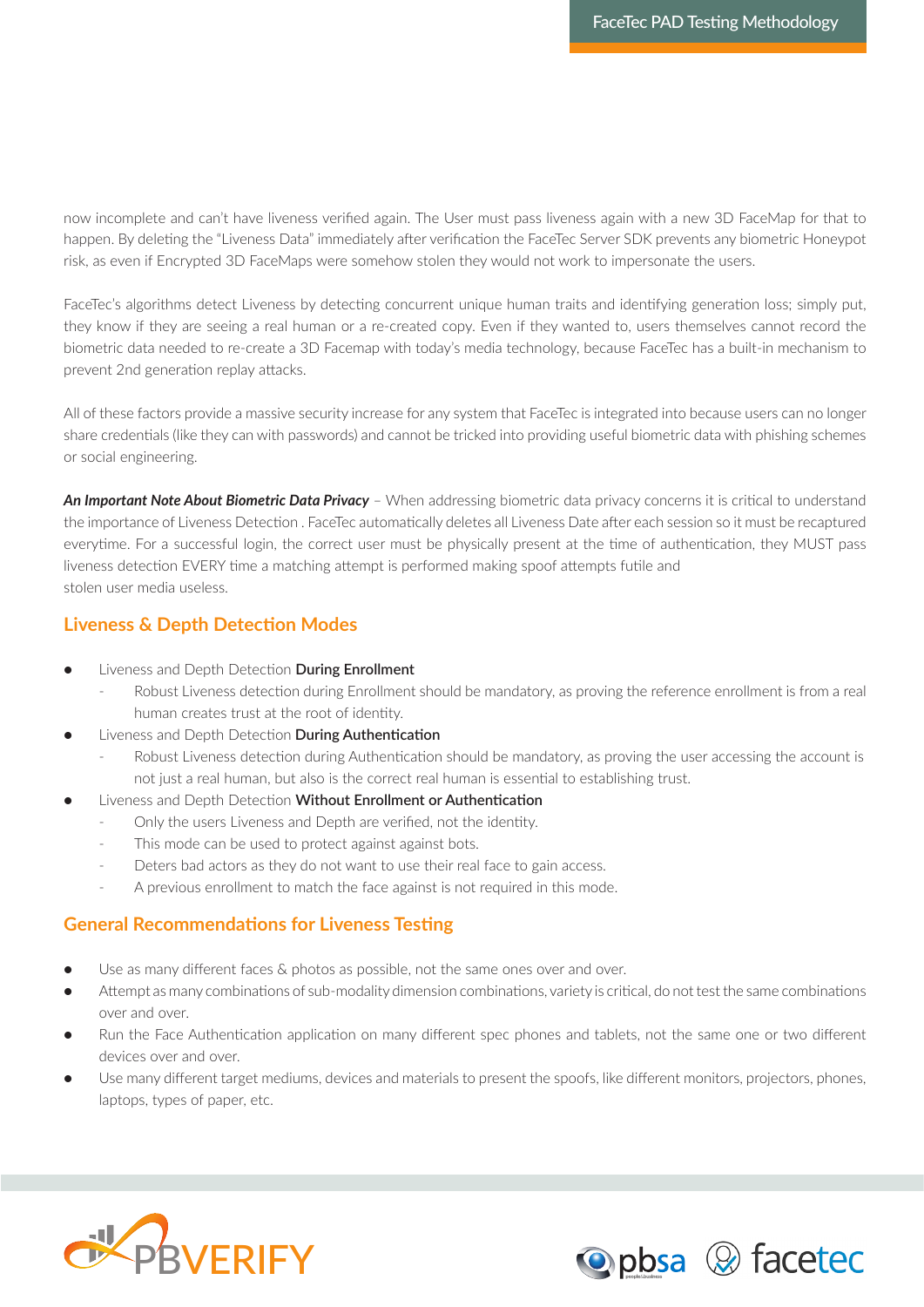now incomplete and can't have liveness verified again. The User must pass liveness again with a new 3D FaceMap for that to happen. By deleting the "Liveness Data" immediately after verification the FaceTec Server SDK prevents any biometric Honeypot risk, as even if Encrypted 3D FaceMaps were somehow stolen they would not work to impersonate the users.

FaceTec's algorithms detect Liveness by detecting concurrent unique human traits and identifying generation loss; simply put, they know if they are seeing a real human or a re-created copy. Even if they wanted to, users themselves cannot record the biometric data needed to re-create a 3D Facemap with today's media technology, because FaceTec has a built-in mechanism to prevent 2nd generation replay attacks.

All of these factors provide a massive security increase for any system that FaceTec is integrated into because users can no longer share credentials (like they can with passwords) and cannot be tricked into providing useful biometric data with phishing schemes or social engineering.

***An Important Note About Biometric Data Privacy*** – When addressing biometric data privacy concerns it is critical to understand the importance of Liveness Detection . FaceTec automatically deletes all Liveness Date after each session so it must be recaptured everytime. For a successful login, the correct user must be physically present at the time of authentication, they MUST pass liveness detection EVERY time a matching attempt is performed making spoof attempts futile and stolen user media useless.

## Liveness & Depth Detection Modes

- Liveness and Depth Detection **During Enrollment**
  - Robust Liveness detection during Enrollment should be mandatory, as proving the reference enrollment is from a real human creates trust at the root of identity.
- Liveness and Depth Detection **During Authentication**
  - Robust Liveness detection during Authentication should be mandatory, as proving the user accessing the account is not just a real human, but also is the correct real human is essential to establishing trust.
- Liveness and Depth Detection **Without Enrollment or Authentication**
  - Only the users Liveness and Depth are verified, not the identity.
  - This mode can be used to protect against against bots.
  - Deters bad actors as they do not want to use their real face to gain access.
  - A previous enrollment to match the face against is not required in this mode.

## General Recommendations for Liveness Testing

- Use as many different faces & photos as possible, not the same ones over and over.
- Attempt as many combinations of sub-modality dimension combinations, variety is critical, do not test the same combinations over and over.
- Run the Face Authentication application on many different spec phones and tablets, not the same one or two different devices over and over.
- Use many different target mediums, devices and materials to present the spoofs, like different monitors, projectors, phones, laptops, types of paper, etc.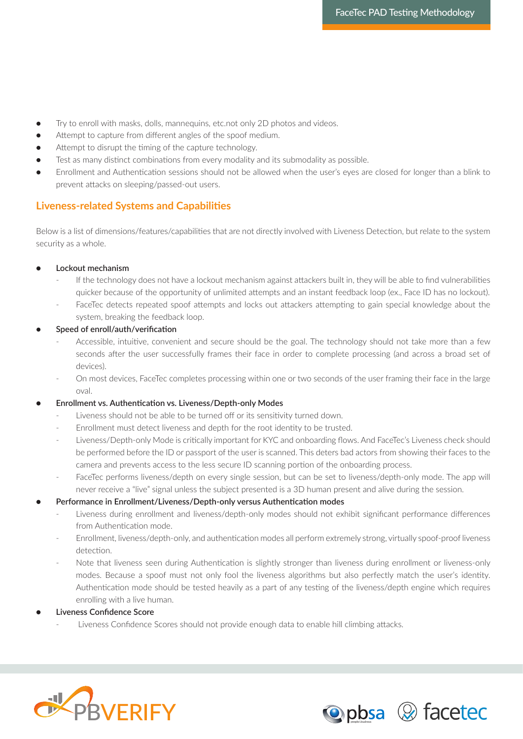- Try to enroll with masks, dolls, mannequins, etc.not only 2D photos and videos.
- Attempt to capture from different angles of the spoof medium.
- Attempt to disrupt the timing of the capture technology.
- Test as many distinct combinations from every modality and its submodality as possible.
- Enrollment and Authentication sessions should not be allowed when the user's eyes are closed for longer than a blink to prevent attacks on sleeping/passed-out users.

## Liveness-related Systems and Capabilities

Below is a list of dimensions/features/capabilities that are not directly involved with Liveness Detection, but relate to the system security as a whole.

- **Lockout mechanism**
  - If the technology does not have a lockout mechanism against attackers built in, they will be able to find vulnerabilities quicker because of the opportunity of unlimited attempts and an instant feedback loop (ex., Face ID has no lockout).
  - FaceTec detects repeated spoof attempts and locks out attackers attempting to gain special knowledge about the system, breaking the feedback loop.
- **Speed of enroll/auth/verification**
  - Accessible, intuitive, convenient and secure should be the goal. The technology should not take more than a few seconds after the user successfully frames their face in order to complete processing (and across a broad set of devices).
  - On most devices, FaceTec completes processing within one or two seconds of the user framing their face in the large oval.
- **Enrollment vs. Authentication vs. Liveness/Depth-only Modes**
  - Liveness should not be able to be turned off or its sensitivity turned down.
  - Enrollment must detect liveness and depth for the root identity to be trusted.
  - Liveness/Depth-only Mode is critically important for KYC and onboarding flows. And FaceTec's Liveness check should be performed before the ID or passport of the user is scanned. This deters bad actors from showing their faces to the camera and prevents access to the less secure ID scanning portion of the onboarding process.
  - FaceTec performs liveness/depth on every single session, but can be set to liveness/depth-only mode. The app will never receive a "live" signal unless the subject presented is a 3D human present and alive during the session.
- **Performance in Enrollment/Liveness/Depth-only versus Authentication modes**
  - Liveness during enrollment and liveness/depth-only modes should not exhibit significant performance differences from Authentication mode.
  - Enrollment, liveness/depth-only, and authentication modes all perform extremely strong, virtually spoof-proof liveness detection.
  - Note that liveness seen during Authentication is slightly stronger than liveness during enrollment or liveness-only modes. Because a spoof must not only fool the liveness algorithms but also perfectly match the user's identity. Authentication mode should be tested heavily as a part of any testing of the liveness/depth engine which requires enrolling with a live human.
- **Liveness Confidence Score**
  - Liveness Confidence Scores should not provide enough data to enable hill climbing attacks.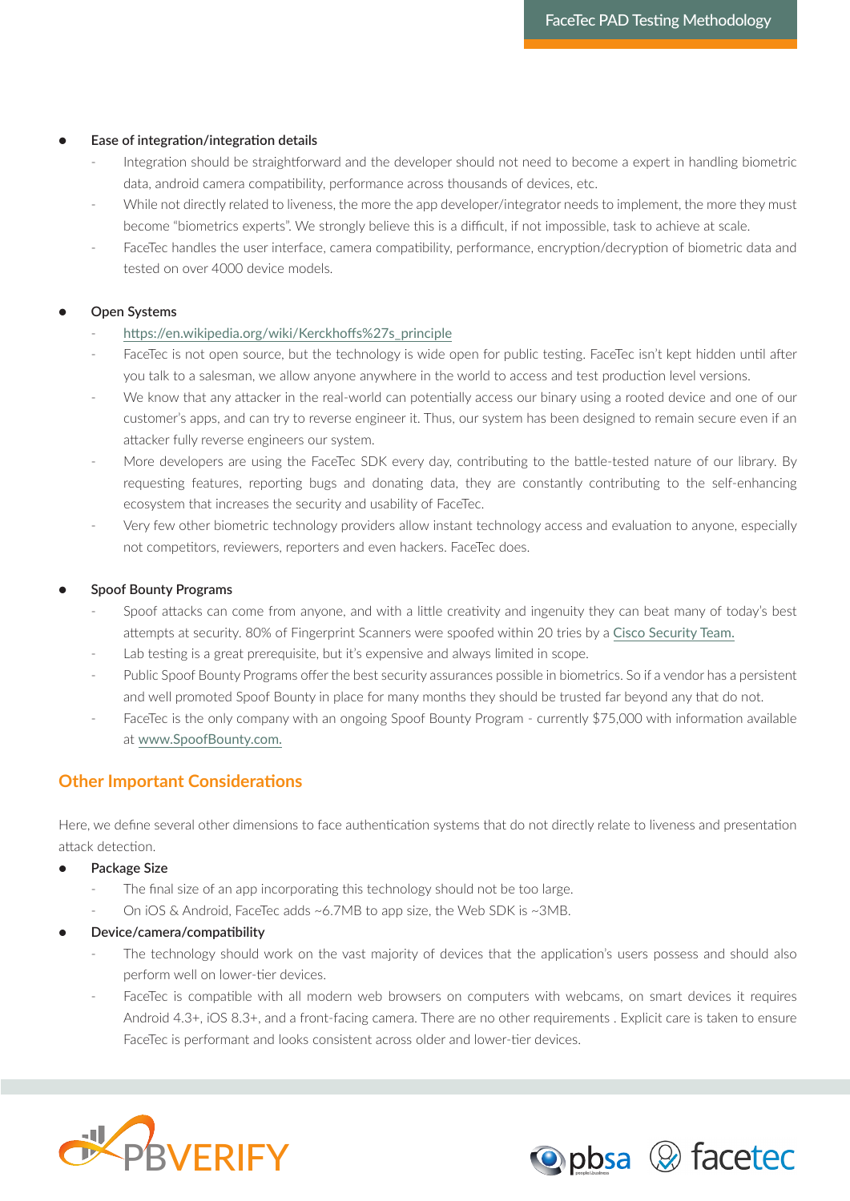- Ease of integration/integration details
  - Integration should be straightforward and the developer should not need to become a expert in handling biometric data, android camera compatibility, performance across thousands of devices, etc.
  - While not directly related to liveness, the more the app developer/integrator needs to implement, the more they must become "biometrics experts". We strongly believe this is a difficult, if not impossible, task to achieve at scale.
  - FaceTec handles the user interface, camera compatibility, performance, encryption/decryption of biometric data and tested on over 4000 device models.

- Open Systems
  - https://en.wikipedia.org/wiki/Kerckhoffs%27s_principle
  - FaceTec is not open source, but the technology is wide open for public testing. FaceTec isn't kept hidden until after you talk to a salesman, we allow anyone anywhere in the world to access and test production level versions.
  - We know that any attacker in the real-world can potentially access our binary using a rooted device and one of our customer's apps, and can try to reverse engineer it. Thus, our system has been designed to remain secure even if an attacker fully reverse engineers our system.
  - More developers are using the FaceTec SDK every day, contributing to the battle-tested nature of our library. By requesting features, reporting bugs and donating data, they are constantly contributing to the self-enhancing ecosystem that increases the security and usability of FaceTec.
  - Very few other biometric technology providers allow instant technology access and evaluation to anyone, especially not competitors, reviewers, reporters and even hackers. FaceTec does.

- Spoof Bounty Programs
  - Spoof attacks can come from anyone, and with a little creativity and ingenuity they can beat many of today's best attempts at security. 80% of Fingerprint Scanners were spoofed within 20 tries by a Cisco Security Team.
  - Lab testing is a great prerequisite, but it's expensive and always limited in scope.
  - Public Spoof Bounty Programs offer the best security assurances possible in biometrics. So if a vendor has a persistent and well promoted Spoof Bounty in place for many months they should be trusted far beyond any that do not.
  - FaceTec is the only company with an ongoing Spoof Bounty Program - currently $75,000 with information available at www.SpoofBounty.com.

## Other Important Considerations

Here, we define several other dimensions to face authentication systems that do not directly relate to liveness and presentation attack detection.

- Package Size
  - The final size of an app incorporating this technology should not be too large.
  - On iOS & Android, FaceTec adds ~6.7MB to app size, the Web SDK is ~3MB.
- Device/camera/compatibility
  - The technology should work on the vast majority of devices that the application's users possess and should also perform well on lower-tier devices.
  - FaceTec is compatible with all modern web browsers on computers with webcams, on smart devices it requires Android 4.3+, iOS 8.3+, and a front-facing camera. There are no other requirements . Explicit care is taken to ensure FaceTec is performant and looks consistent across older and lower-tier devices.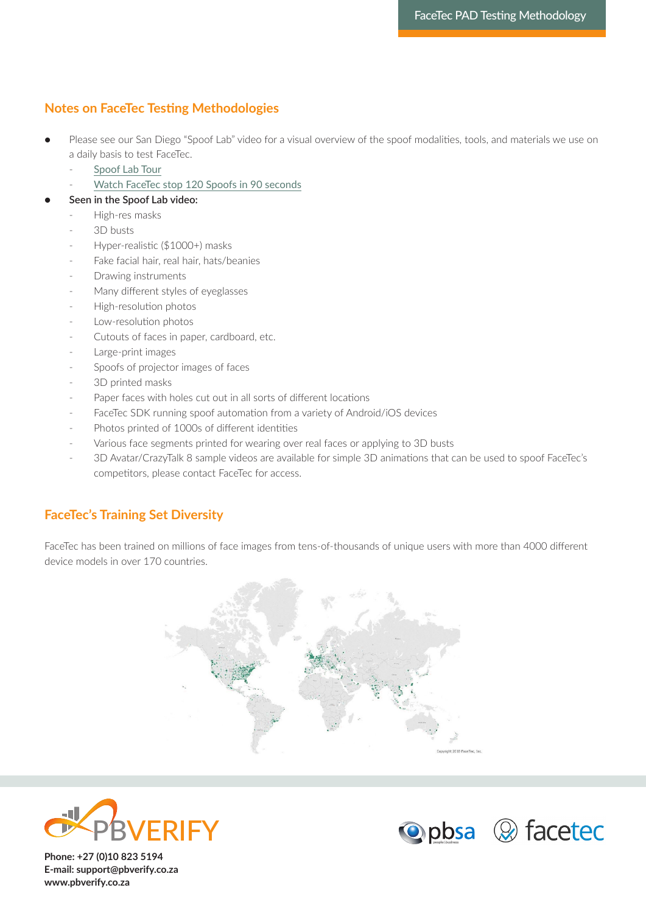## Notes on FaceTec Testing Methodologies

- Please see our San Diego "Spoof Lab" video for a visual overview of the spoof modalities, tools, and materials we use on a daily basis to test FaceTec.
  - Spoof Lab Tour
  - Watch FaceTec stop 120 Spoofs in 90 seconds
- Seen in the Spoof Lab video:
  - High-res masks
  - 3D busts
  - Hyper-realistic ($1000+) masks
  - Fake facial hair, real hair, hats/beanies
  - Drawing instruments
  - Many different styles of eyeglasses
  - High-resolution photos
  - Low-resolution photos
  - Cutouts of faces in paper, cardboard, etc.
  - Large-print images
  - Spoofs of projector images of faces
  - 3D printed masks
  - Paper faces with holes cut out in all sorts of different locations
  - FaceTec SDK running spoof automation from a variety of Android/iOS devices
  - Photos printed of 1000s of different identities
  - Various face segments printed for wearing over real faces or applying to 3D busts
  - 3D Avatar/CrazyTalk 8 sample videos are available for simple 3D animations that can be used to spoof FaceTec's competitors, please contact FaceTec for access.

## FaceTec's Training Set Diversity

FaceTec has been trained on millions of face images from tens-of-thousands of unique users with more than 4000 different device models in over 170 countries.

Copyright 2018 FaceTec, Inc.

**Phone: +27 (0)10 823 5194**
**E-mail: support@pbverify.co.za**
**www.pbverify.co.za**